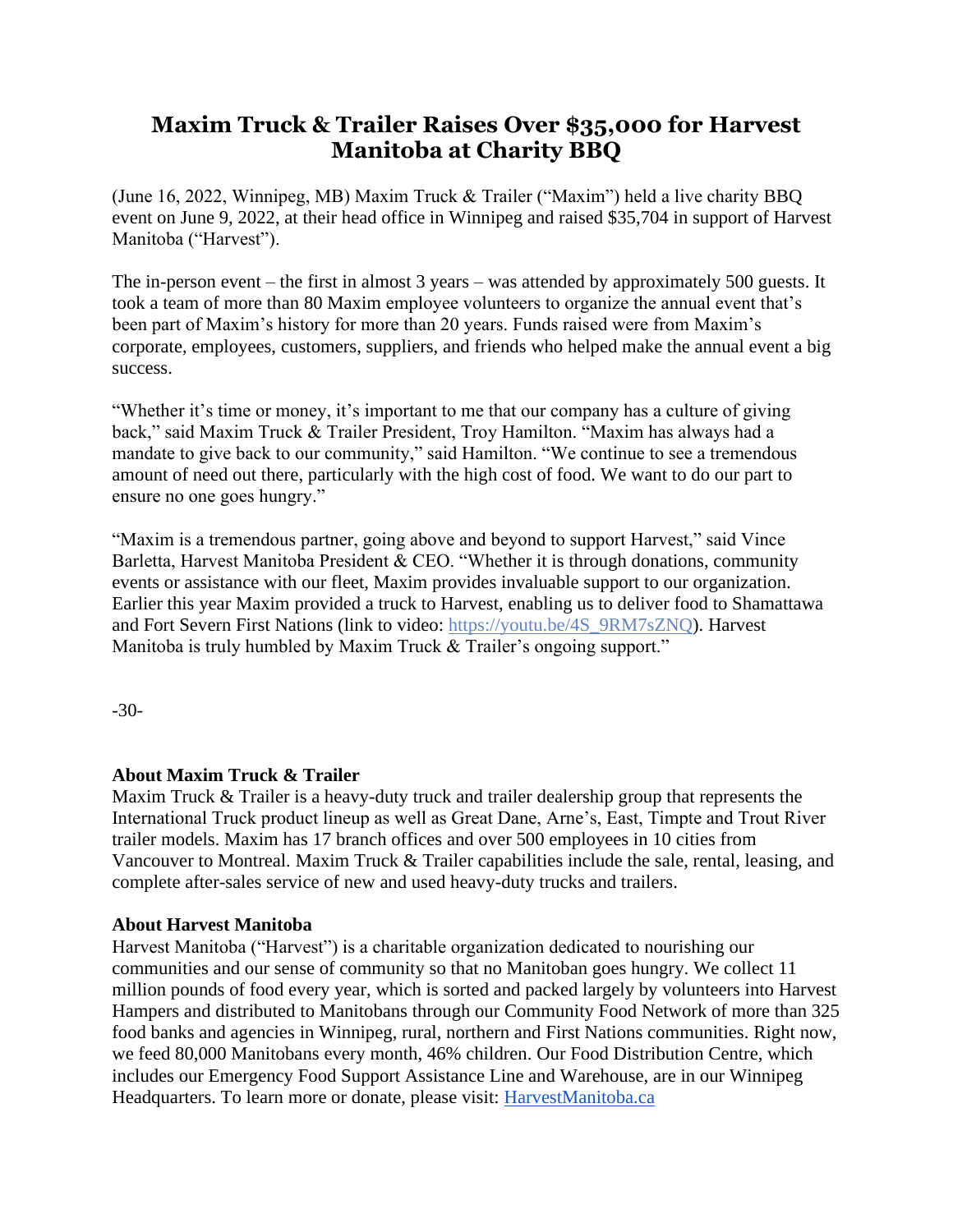# Maxim Truck & Trailer Raises Over $35,000 for Harvest Manitoba at Charity BBQ

(June 16, 2022, Winnipeg, MB) Maxim Truck & Trailer ("Maxim") held a live charity BBQ event on June 9, 2022, at their head office in Winnipeg and raised $35,704 in support of Harvest Manitoba ("Harvest").

The in-person event – the first in almost 3 years – was attended by approximately 500 guests. It took a team of more than 80 Maxim employee volunteers to organize the annual event that's been part of Maxim's history for more than 20 years. Funds raised were from Maxim's corporate, employees, customers, suppliers, and friends who helped make the annual event a big success.

"Whether it's time or money, it's important to me that our company has a culture of giving back," said Maxim Truck & Trailer President, Troy Hamilton. "Maxim has always had a mandate to give back to our community," said Hamilton. "We continue to see a tremendous amount of need out there, particularly with the high cost of food. We want to do our part to ensure no one goes hungry."

"Maxim is a tremendous partner, going above and beyond to support Harvest," said Vince Barletta, Harvest Manitoba President & CEO. "Whether it is through donations, community events or assistance with our fleet, Maxim provides invaluable support to our organization. Earlier this year Maxim provided a truck to Harvest, enabling us to deliver food to Shamattawa and Fort Severn First Nations (link to video: https://youtu.be/4S_9RM7sZNQ). Harvest Manitoba is truly humbled by Maxim Truck & Trailer's ongoing support."

-30-

**About Maxim Truck & Trailer**
Maxim Truck & Trailer is a heavy-duty truck and trailer dealership group that represents the International Truck product lineup as well as Great Dane, Arne's, East, Timpte and Trout River trailer models. Maxim has 17 branch offices and over 500 employees in 10 cities from Vancouver to Montreal. Maxim Truck & Trailer capabilities include the sale, rental, leasing, and complete after-sales service of new and used heavy-duty trucks and trailers.

**About Harvest Manitoba**
Harvest Manitoba ("Harvest") is a charitable organization dedicated to nourishing our communities and our sense of community so that no Manitoban goes hungry. We collect 11 million pounds of food every year, which is sorted and packed largely by volunteers into Harvest Hampers and distributed to Manitobans through our Community Food Network of more than 325 food banks and agencies in Winnipeg, rural, northern and First Nations communities. Right now, we feed 80,000 Manitobans every month, 46% children. Our Food Distribution Centre, which includes our Emergency Food Support Assistance Line and Warehouse, are in our Winnipeg Headquarters. To learn more or donate, please visit: HarvestManitoba.ca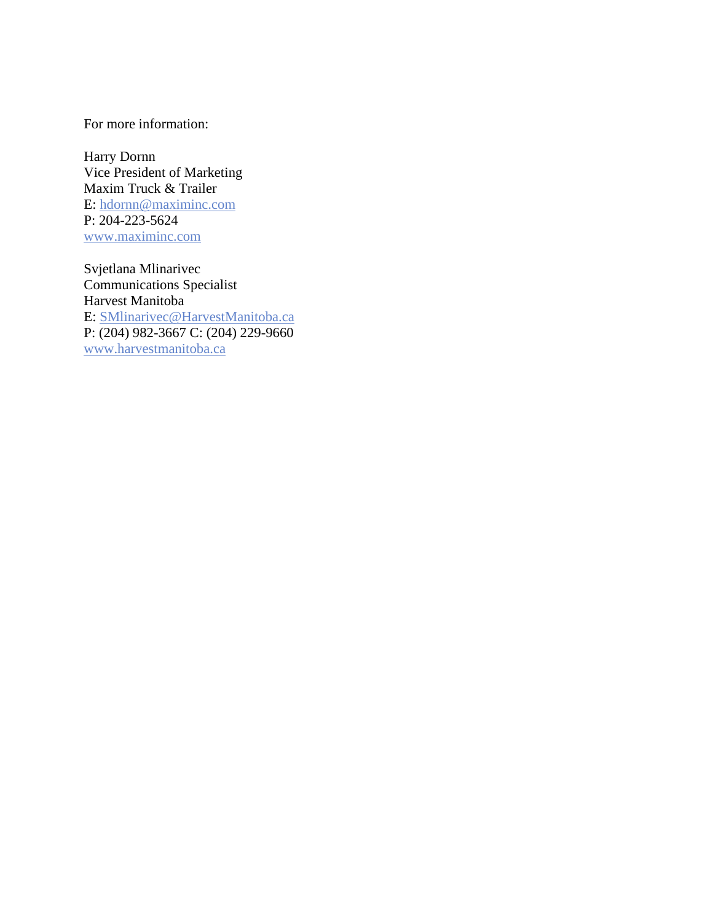For more information:

Harry Dornn
Vice President of Marketing
Maxim Truck & Trailer
E: hdornn@maximinc.com
P: 204-223-5624
www.maximinc.com

Svjetlana Mlinarivec
Communications Specialist
Harvest Manitoba
E: SMlinarivec@HarvestManitoba.ca
P: (204) 982-3667 C: (204) 229-9660
www.harvestmanitoba.ca